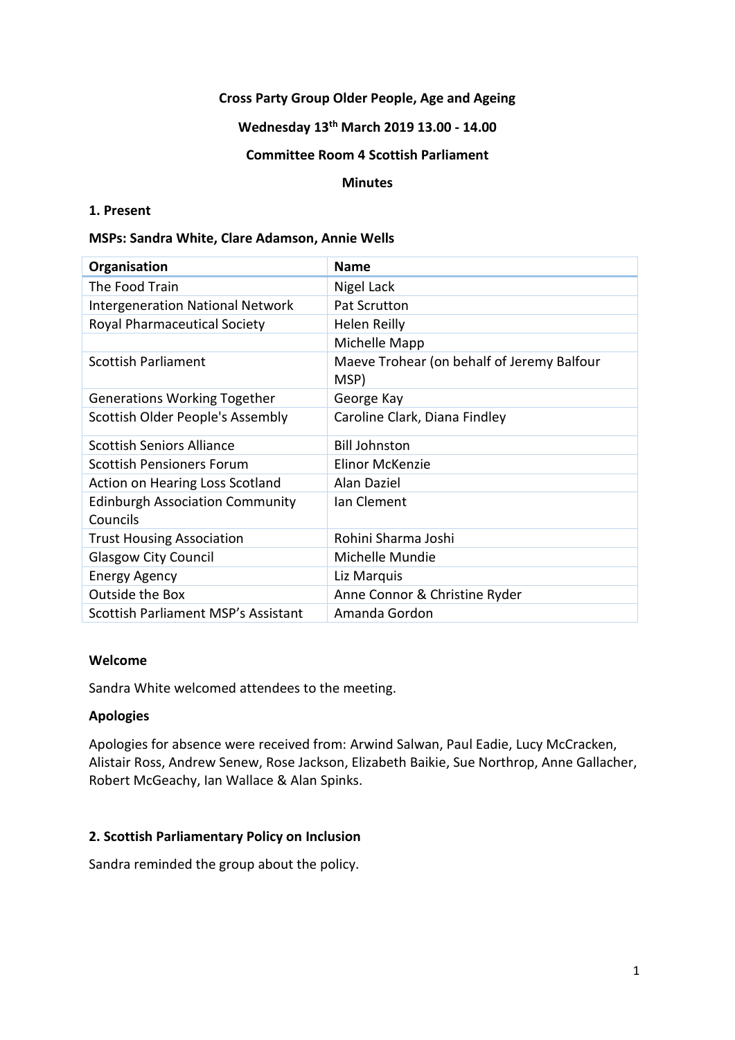# Cross Party Group Older People, Age and Ageing

## Wednesday 13th March 2019 13.00 - 14.00

## Committee Room 4 Scottish Parliament

## Minutes

### 1. Present

**MSPs: Sandra White, Clare Adamson, Annie Wells**

| Organisation | Name |
| --- | --- |
| The Food Train | Nigel Lack |
| Intergeneration National Network | Pat Scrutton |
| Royal Pharmaceutical Society | Helen Reilly |
| | Michelle Mapp |
| Scottish Parliament | Maeve Trohear (on behalf of Jeremy Balfour MSP) |
| Generations Working Together | George Kay |
| Scottish Older People's Assembly | Caroline Clark, Diana Findley |
| Scottish Seniors Alliance | Bill Johnston |
| Scottish Pensioners Forum | Elinor McKenzie |
| Action on Hearing Loss Scotland | Alan Daziel |
| Edinburgh Association Community Councils | Ian Clement |
| Trust Housing Association | Rohini Sharma Joshi |
| Glasgow City Council | Michelle Mundie |
| Energy Agency | Liz Marquis |
| Outside the Box | Anne Connor & Christine Ryder |
| Scottish Parliament MSP's Assistant | Amanda Gordon |

### Welcome

Sandra White welcomed attendees to the meeting.

### Apologies

Apologies for absence were received from: Arwind Salwan, Paul Eadie, Lucy McCracken, Alistair Ross, Andrew Senew, Rose Jackson, Elizabeth Baikie, Sue Northrop, Anne Gallacher, Robert McGeachy, Ian Wallace & Alan Spinks.

### 2. Scottish Parliamentary Policy on Inclusion

Sandra reminded the group about the policy.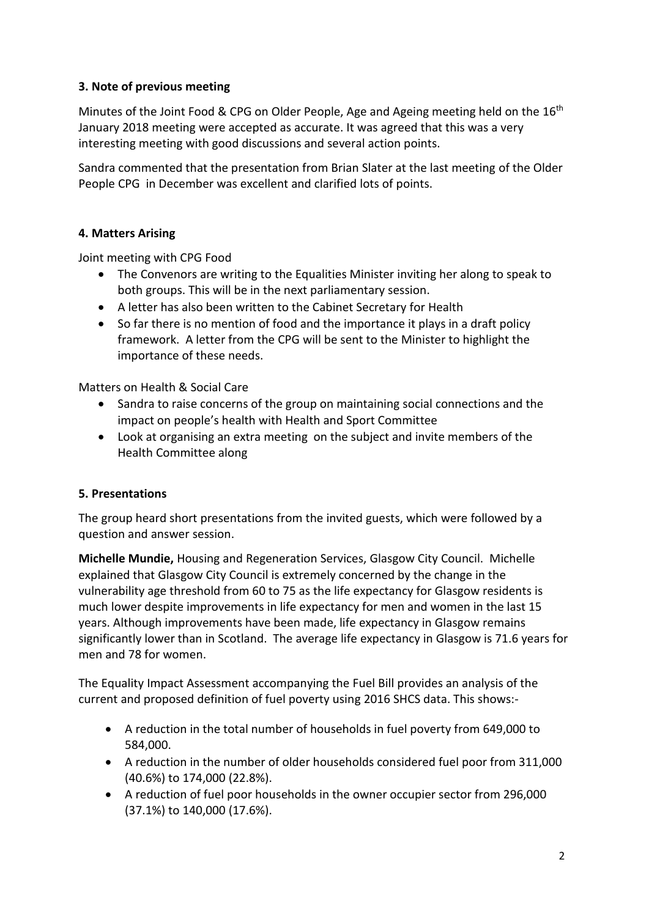**3. Note of previous meeting**

Minutes of the Joint Food & CPG on Older People, Age and Ageing meeting held on the 16th January 2018 meeting were accepted as accurate. It was agreed that this was a very interesting meeting with good discussions and several action points.

Sandra commented that the presentation from Brian Slater at the last meeting of the Older People CPG in December was excellent and clarified lots of points.

**4. Matters Arising**

Joint meeting with CPG Food

- The Convenors are writing to the Equalities Minister inviting her along to speak to both groups. This will be in the next parliamentary session.
- A letter has also been written to the Cabinet Secretary for Health
- So far there is no mention of food and the importance it plays in a draft policy framework. A letter from the CPG will be sent to the Minister to highlight the importance of these needs.

Matters on Health & Social Care

- Sandra to raise concerns of the group on maintaining social connections and the impact on people's health with Health and Sport Committee
- Look at organising an extra meeting on the subject and invite members of the Health Committee along

**5. Presentations**

The group heard short presentations from the invited guests, which were followed by a question and answer session.

**Michelle Mundie,** Housing and Regeneration Services, Glasgow City Council. Michelle explained that Glasgow City Council is extremely concerned by the change in the vulnerability age threshold from 60 to 75 as the life expectancy for Glasgow residents is much lower despite improvements in life expectancy for men and women in the last 15 years. Although improvements have been made, life expectancy in Glasgow remains significantly lower than in Scotland. The average life expectancy in Glasgow is 71.6 years for men and 78 for women.

The Equality Impact Assessment accompanying the Fuel Bill provides an analysis of the current and proposed definition of fuel poverty using 2016 SHCS data. This shows:-

- A reduction in the total number of households in fuel poverty from 649,000 to 584,000.
- A reduction in the number of older households considered fuel poor from 311,000 (40.6%) to 174,000 (22.8%).
- A reduction of fuel poor households in the owner occupier sector from 296,000 (37.1%) to 140,000 (17.6%).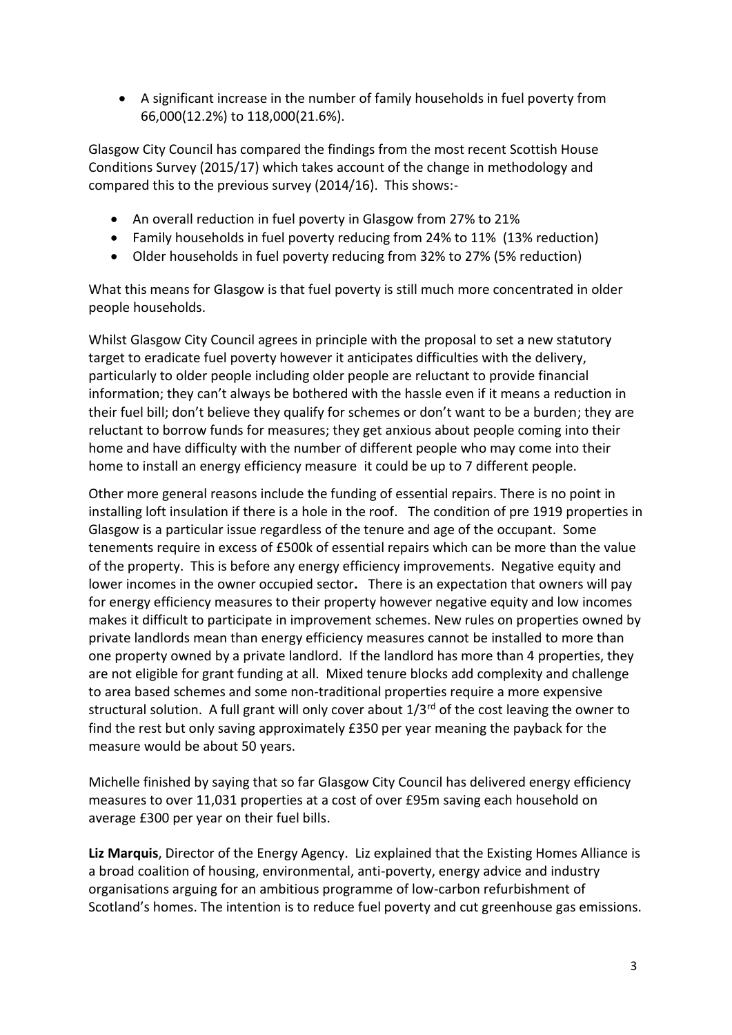- A significant increase in the number of family households in fuel poverty from 66,000(12.2%) to 118,000(21.6%).

Glasgow City Council has compared the findings from the most recent Scottish House Conditions Survey (2015/17) which takes account of the change in methodology and compared this to the previous survey (2014/16). This shows:-

- An overall reduction in fuel poverty in Glasgow from 27% to 21%
- Family households in fuel poverty reducing from 24% to 11% (13% reduction)
- Older households in fuel poverty reducing from 32% to 27% (5% reduction)

What this means for Glasgow is that fuel poverty is still much more concentrated in older people households.

Whilst Glasgow City Council agrees in principle with the proposal to set a new statutory target to eradicate fuel poverty however it anticipates difficulties with the delivery, particularly to older people including older people are reluctant to provide financial information; they can't always be bothered with the hassle even if it means a reduction in their fuel bill; don't believe they qualify for schemes or don't want to be a burden; they are reluctant to borrow funds for measures; they get anxious about people coming into their home and have difficulty with the number of different people who may come into their home to install an energy efficiency measure it could be up to 7 different people.

Other more general reasons include the funding of essential repairs. There is no point in installing loft insulation if there is a hole in the roof. The condition of pre 1919 properties in Glasgow is a particular issue regardless of the tenure and age of the occupant. Some tenements require in excess of £500k of essential repairs which can be more than the value of the property. This is before any energy efficiency improvements. Negative equity and lower incomes in the owner occupied sector**.** There is an expectation that owners will pay for energy efficiency measures to their property however negative equity and low incomes makes it difficult to participate in improvement schemes. New rules on properties owned by private landlords mean than energy efficiency measures cannot be installed to more than one property owned by a private landlord. If the landlord has more than 4 properties, they are not eligible for grant funding at all. Mixed tenure blocks add complexity and challenge to area based schemes and some non-traditional properties require a more expensive structural solution. A full grant will only cover about 1/3rd of the cost leaving the owner to find the rest but only saving approximately £350 per year meaning the payback for the measure would be about 50 years.

Michelle finished by saying that so far Glasgow City Council has delivered energy efficiency measures to over 11,031 properties at a cost of over £95m saving each household on average £300 per year on their fuel bills.

**Liz Marquis**, Director of the Energy Agency. Liz explained that the Existing Homes Alliance is a broad coalition of housing, environmental, anti-poverty, energy advice and industry organisations arguing for an ambitious programme of low-carbon refurbishment of Scotland's homes. The intention is to reduce fuel poverty and cut greenhouse gas emissions.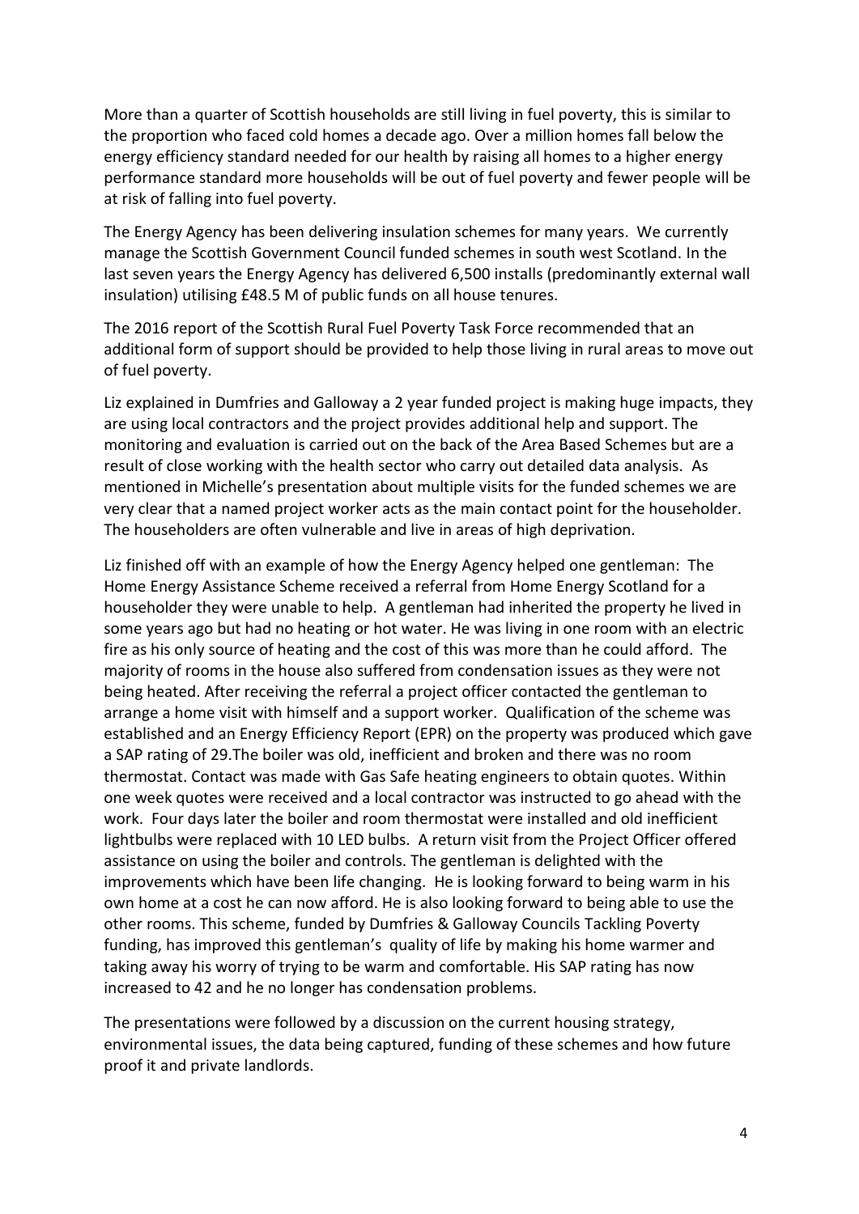More than a quarter of Scottish households are still living in fuel poverty, this is similar to the proportion who faced cold homes a decade ago. Over a million homes fall below the energy efficiency standard needed for our health by raising all homes to a higher energy performance standard more households will be out of fuel poverty and fewer people will be at risk of falling into fuel poverty.

The Energy Agency has been delivering insulation schemes for many years. We currently manage the Scottish Government Council funded schemes in south west Scotland. In the last seven years the Energy Agency has delivered 6,500 installs (predominantly external wall insulation) utilising £48.5 M of public funds on all house tenures.

The 2016 report of the Scottish Rural Fuel Poverty Task Force recommended that an additional form of support should be provided to help those living in rural areas to move out of fuel poverty.

Liz explained in Dumfries and Galloway a 2 year funded project is making huge impacts, they are using local contractors and the project provides additional help and support. The monitoring and evaluation is carried out on the back of the Area Based Schemes but are a result of close working with the health sector who carry out detailed data analysis. As mentioned in Michelle's presentation about multiple visits for the funded schemes we are very clear that a named project worker acts as the main contact point for the householder. The householders are often vulnerable and live in areas of high deprivation.

Liz finished off with an example of how the Energy Agency helped one gentleman: The Home Energy Assistance Scheme received a referral from Home Energy Scotland for a householder they were unable to help. A gentleman had inherited the property he lived in some years ago but had no heating or hot water. He was living in one room with an electric fire as his only source of heating and the cost of this was more than he could afford. The majority of rooms in the house also suffered from condensation issues as they were not being heated. After receiving the referral a project officer contacted the gentleman to arrange a home visit with himself and a support worker. Qualification of the scheme was established and an Energy Efficiency Report (EPR) on the property was produced which gave a SAP rating of 29.The boiler was old, inefficient and broken and there was no room thermostat. Contact was made with Gas Safe heating engineers to obtain quotes. Within one week quotes were received and a local contractor was instructed to go ahead with the work. Four days later the boiler and room thermostat were installed and old inefficient lightbulbs were replaced with 10 LED bulbs. A return visit from the Project Officer offered assistance on using the boiler and controls. The gentleman is delighted with the improvements which have been life changing. He is looking forward to being warm in his own home at a cost he can now afford. He is also looking forward to being able to use the other rooms. This scheme, funded by Dumfries & Galloway Councils Tackling Poverty funding, has improved this gentleman's quality of life by making his home warmer and taking away his worry of trying to be warm and comfortable. His SAP rating has now increased to 42 and he no longer has condensation problems.

The presentations were followed by a discussion on the current housing strategy, environmental issues, the data being captured, funding of these schemes and how future proof it and private landlords.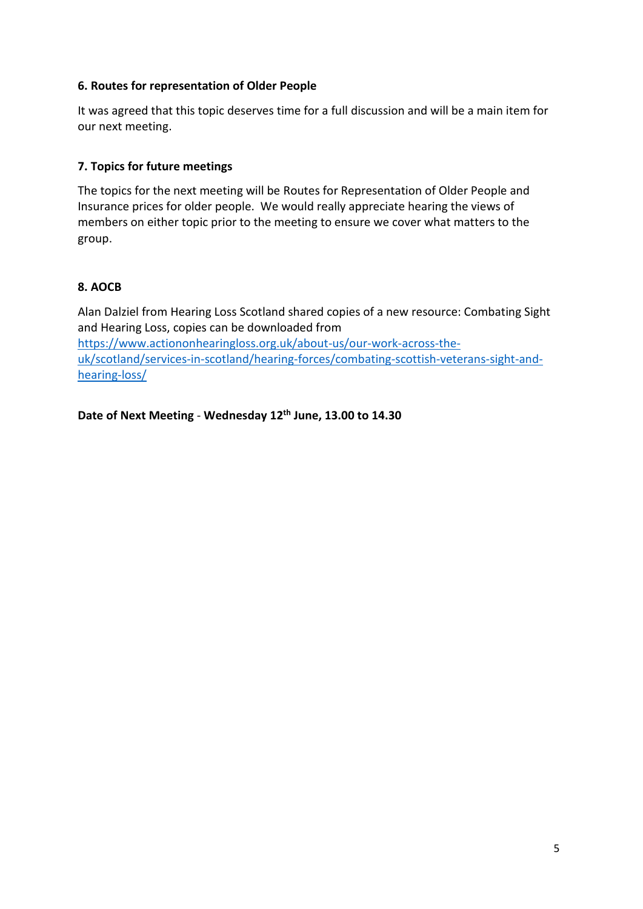**6. Routes for representation of Older People**

It was agreed that this topic deserves time for a full discussion and will be a main item for our next meeting.

**7. Topics for future meetings**

The topics for the next meeting will be Routes for Representation of Older People and Insurance prices for older people. We would really appreciate hearing the views of members on either topic prior to the meeting to ensure we cover what matters to the group.

**8. AOCB**

Alan Dalziel from Hearing Loss Scotland shared copies of a new resource: Combating Sight and Hearing Loss, copies can be downloaded from [https://www.actiononhearingloss.org.uk/about-us/our-work-across-the-uk/scotland/services-in-scotland/hearing-forces/combating-scottish-veterans-sight-and-hearing-loss/](https://www.actiononhearingloss.org.uk/about-us/our-work-across-the-uk/scotland/services-in-scotland/hearing-forces/combating-scottish-veterans-sight-and-hearing-loss/)

**Date of Next Meeting** - **Wednesday 12th June, 13.00 to 14.30**